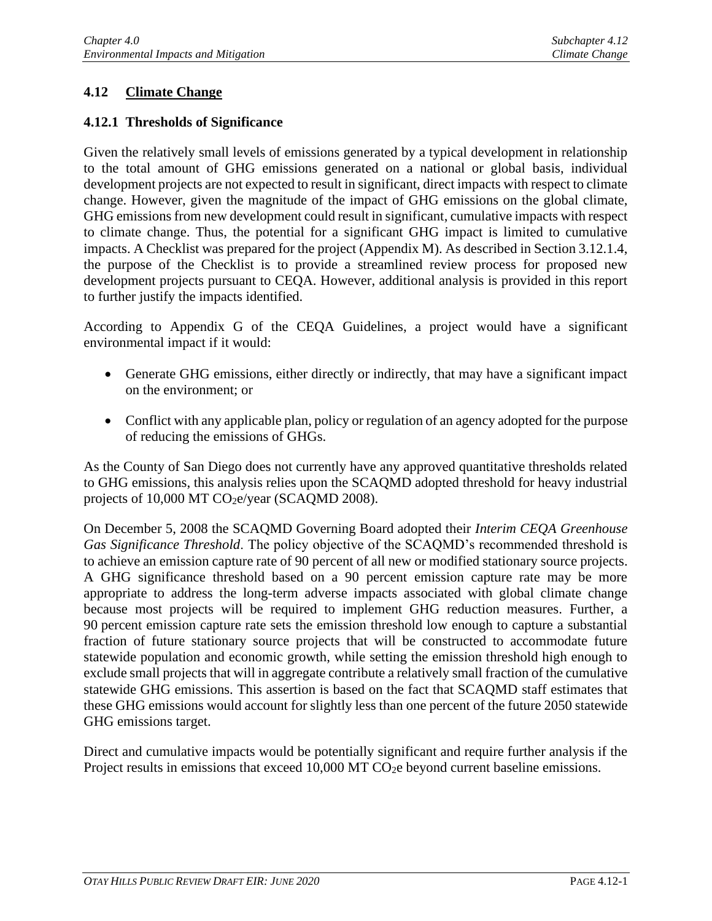## 4.12 Climate Change

### 4.12.1 Thresholds of Significance

Given the relatively small levels of emissions generated by a typical development in relationship to the total amount of GHG emissions generated on a national or global basis, individual development projects are not expected to result in significant, direct impacts with respect to climate change. However, given the magnitude of the impact of GHG emissions on the global climate, GHG emissions from new development could result in significant, cumulative impacts with respect to climate change. Thus, the potential for a significant GHG impact is limited to cumulative impacts. A Checklist was prepared for the project (Appendix M). As described in Section 3.12.1.4, the purpose of the Checklist is to provide a streamlined review process for proposed new development projects pursuant to CEQA. However, additional analysis is provided in this report to further justify the impacts identified.

According to Appendix G of the CEQA Guidelines, a project would have a significant environmental impact if it would:

- Generate GHG emissions, either directly or indirectly, that may have a significant impact on the environment; or
- Conflict with any applicable plan, policy or regulation of an agency adopted for the purpose of reducing the emissions of GHGs.

As the County of San Diego does not currently have any approved quantitative thresholds related to GHG emissions, this analysis relies upon the SCAQMD adopted threshold for heavy industrial projects of 10,000 MT $CO_2e$/year (SCAQMD 2008).

On December 5, 2008 the SCAQMD Governing Board adopted their *Interim CEQA Greenhouse Gas Significance Threshold*. The policy objective of the SCAQMD's recommended threshold is to achieve an emission capture rate of 90 percent of all new or modified stationary source projects. A GHG significance threshold based on a 90 percent emission capture rate may be more appropriate to address the long-term adverse impacts associated with global climate change because most projects will be required to implement GHG reduction measures. Further, a 90 percent emission capture rate sets the emission threshold low enough to capture a substantial fraction of future stationary source projects that will be constructed to accommodate future statewide population and economic growth, while setting the emission threshold high enough to exclude small projects that will in aggregate contribute a relatively small fraction of the cumulative statewide GHG emissions. This assertion is based on the fact that SCAQMD staff estimates that these GHG emissions would account for slightly less than one percent of the future 2050 statewide GHG emissions target.

Direct and cumulative impacts would be potentially significant and require further analysis if the Project results in emissions that exceed 10,000 MT $CO_2e$ beyond current baseline emissions.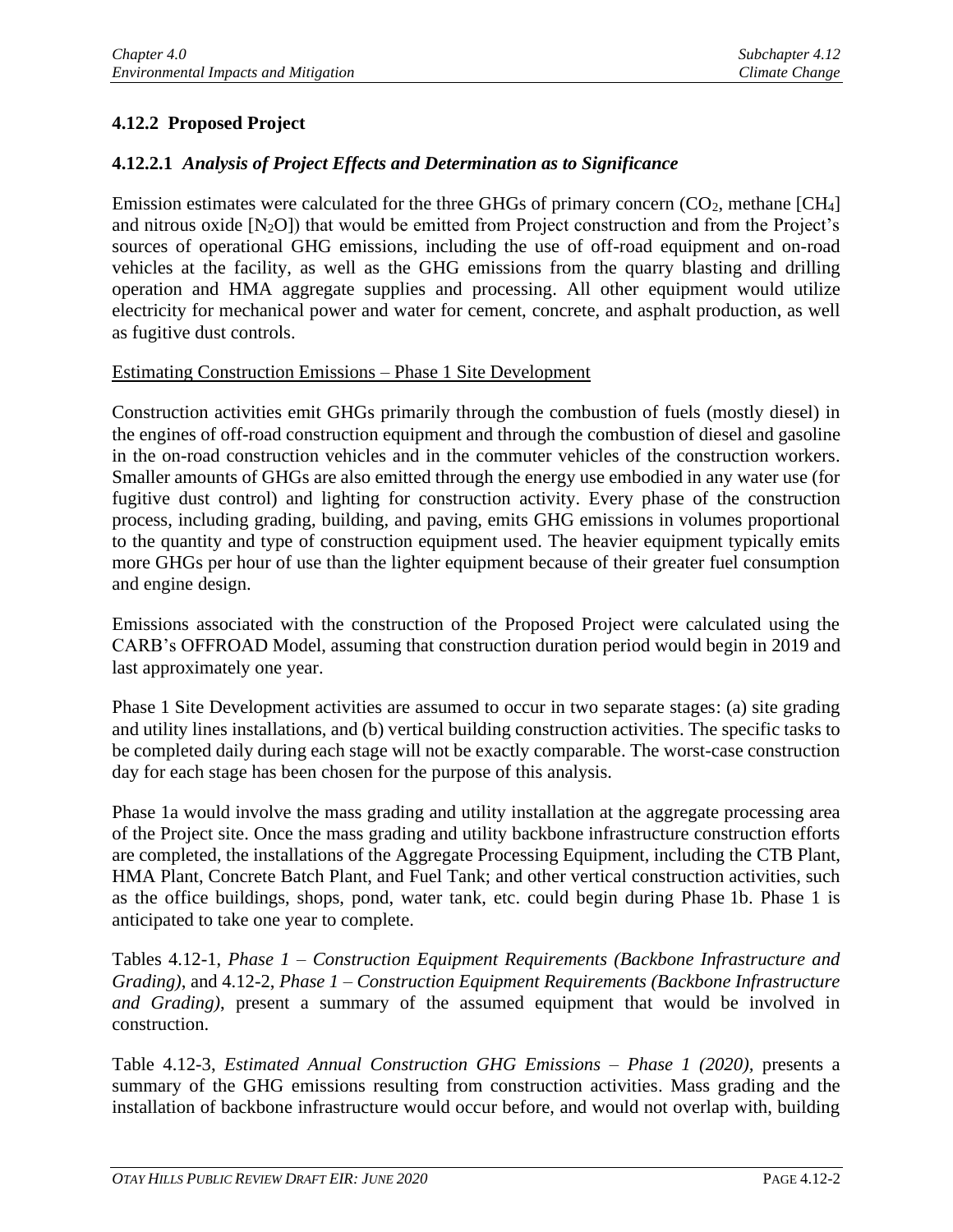## 4.12.2 Proposed Project

### 4.12.2.1 *Analysis of Project Effects and Determination as to Significance*

Emission estimates were calculated for the three GHGs of primary concern ($CO_2$, methane [$CH_4$] and nitrous oxide [$N_2O$]) that would be emitted from Project construction and from the Project's sources of operational GHG emissions, including the use of off-road equipment and on-road vehicles at the facility, as well as the GHG emissions from the quarry blasting and drilling operation and HMA aggregate supplies and processing. All other equipment would utilize electricity for mechanical power and water for cement, concrete, and asphalt production, as well as fugitive dust controls.

Estimating Construction Emissions – Phase 1 Site Development

Construction activities emit GHGs primarily through the combustion of fuels (mostly diesel) in the engines of off-road construction equipment and through the combustion of diesel and gasoline in the on-road construction vehicles and in the commuter vehicles of the construction workers. Smaller amounts of GHGs are also emitted through the energy use embodied in any water use (for fugitive dust control) and lighting for construction activity. Every phase of the construction process, including grading, building, and paving, emits GHG emissions in volumes proportional to the quantity and type of construction equipment used. The heavier equipment typically emits more GHGs per hour of use than the lighter equipment because of their greater fuel consumption and engine design.

Emissions associated with the construction of the Proposed Project were calculated using the CARB's OFFROAD Model, assuming that construction duration period would begin in 2019 and last approximately one year.

Phase 1 Site Development activities are assumed to occur in two separate stages: (a) site grading and utility lines installations, and (b) vertical building construction activities. The specific tasks to be completed daily during each stage will not be exactly comparable. The worst-case construction day for each stage has been chosen for the purpose of this analysis.

Phase 1a would involve the mass grading and utility installation at the aggregate processing area of the Project site. Once the mass grading and utility backbone infrastructure construction efforts are completed, the installations of the Aggregate Processing Equipment, including the CTB Plant, HMA Plant, Concrete Batch Plant, and Fuel Tank; and other vertical construction activities, such as the office buildings, shops, pond, water tank, etc. could begin during Phase 1b. Phase 1 is anticipated to take one year to complete.

Tables 4.12-1, *Phase 1 – Construction Equipment Requirements (Backbone Infrastructure and Grading)*, and 4.12-2, *Phase 1 – Construction Equipment Requirements (Backbone Infrastructure and Grading)*, present a summary of the assumed equipment that would be involved in construction.

Table 4.12-3, *Estimated Annual Construction GHG Emissions – Phase 1 (2020)*, presents a summary of the GHG emissions resulting from construction activities. Mass grading and the installation of backbone infrastructure would occur before, and would not overlap with, building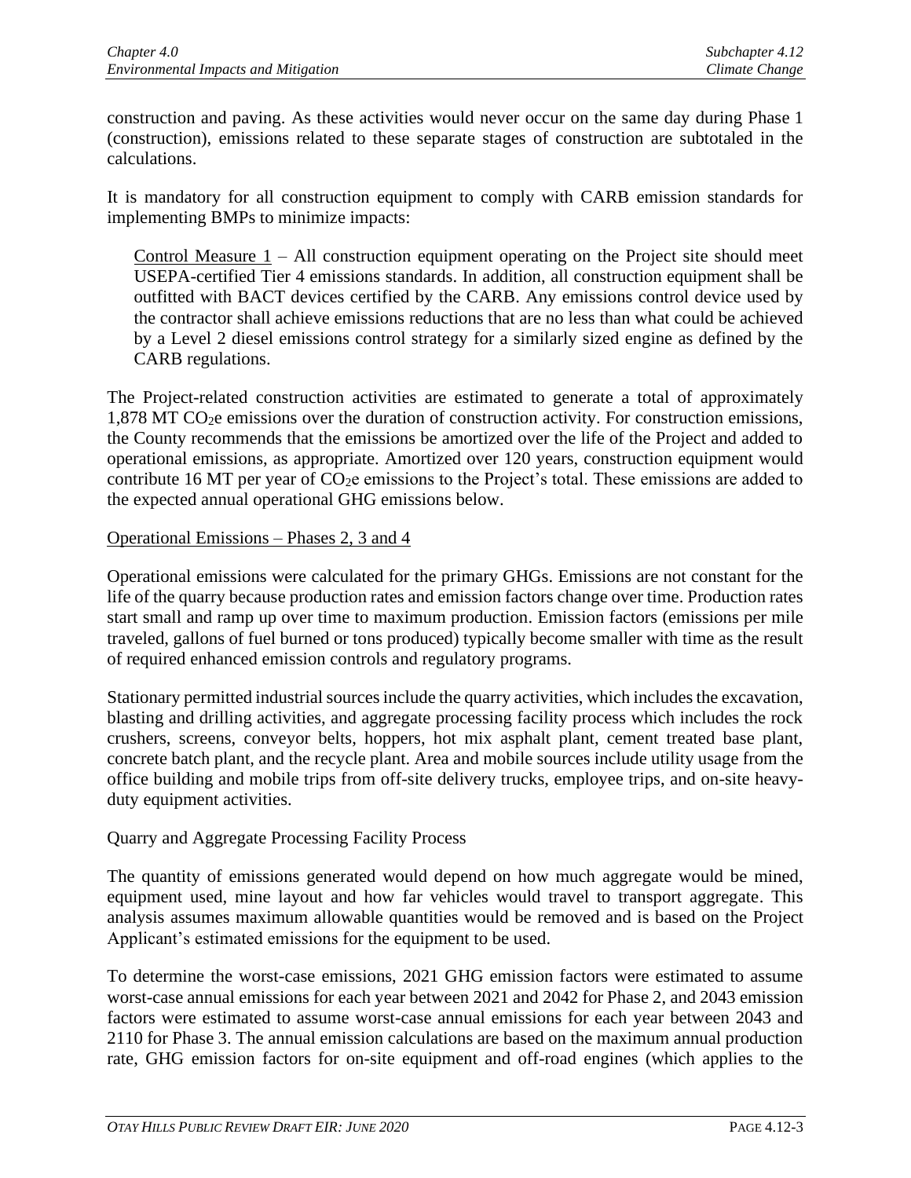construction and paving. As these activities would never occur on the same day during Phase 1 (construction), emissions related to these separate stages of construction are subtotaled in the calculations.

It is mandatory for all construction equipment to comply with CARB emission standards for implementing BMPs to minimize impacts:

> Control Measure 1 – All construction equipment operating on the Project site should meet USEPA-certified Tier 4 emissions standards. In addition, all construction equipment shall be outfitted with BACT devices certified by the CARB. Any emissions control device used by the contractor shall achieve emissions reductions that are no less than what could be achieved by a Level 2 diesel emissions control strategy for a similarly sized engine as defined by the CARB regulations.

The Project-related construction activities are estimated to generate a total of approximately 1,878 MT $CO_2$e emissions over the duration of construction activity. For construction emissions, the County recommends that the emissions be amortized over the life of the Project and added to operational emissions, as appropriate. Amortized over 120 years, construction equipment would contribute 16 MT per year of $CO_2$e emissions to the Project's total. These emissions are added to the expected annual operational GHG emissions below.

Operational Emissions – Phases 2, 3 and 4

Operational emissions were calculated for the primary GHGs. Emissions are not constant for the life of the quarry because production rates and emission factors change over time. Production rates start small and ramp up over time to maximum production. Emission factors (emissions per mile traveled, gallons of fuel burned or tons produced) typically become smaller with time as the result of required enhanced emission controls and regulatory programs.

Stationary permitted industrial sources include the quarry activities, which includes the excavation, blasting and drilling activities, and aggregate processing facility process which includes the rock crushers, screens, conveyor belts, hoppers, hot mix asphalt plant, cement treated base plant, concrete batch plant, and the recycle plant. Area and mobile sources include utility usage from the office building and mobile trips from off-site delivery trucks, employee trips, and on-site heavy-duty equipment activities.

Quarry and Aggregate Processing Facility Process

The quantity of emissions generated would depend on how much aggregate would be mined, equipment used, mine layout and how far vehicles would travel to transport aggregate. This analysis assumes maximum allowable quantities would be removed and is based on the Project Applicant's estimated emissions for the equipment to be used.

To determine the worst-case emissions, 2021 GHG emission factors were estimated to assume worst-case annual emissions for each year between 2021 and 2042 for Phase 2, and 2043 emission factors were estimated to assume worst-case annual emissions for each year between 2043 and 2110 for Phase 3. The annual emission calculations are based on the maximum annual production rate, GHG emission factors for on-site equipment and off-road engines (which applies to the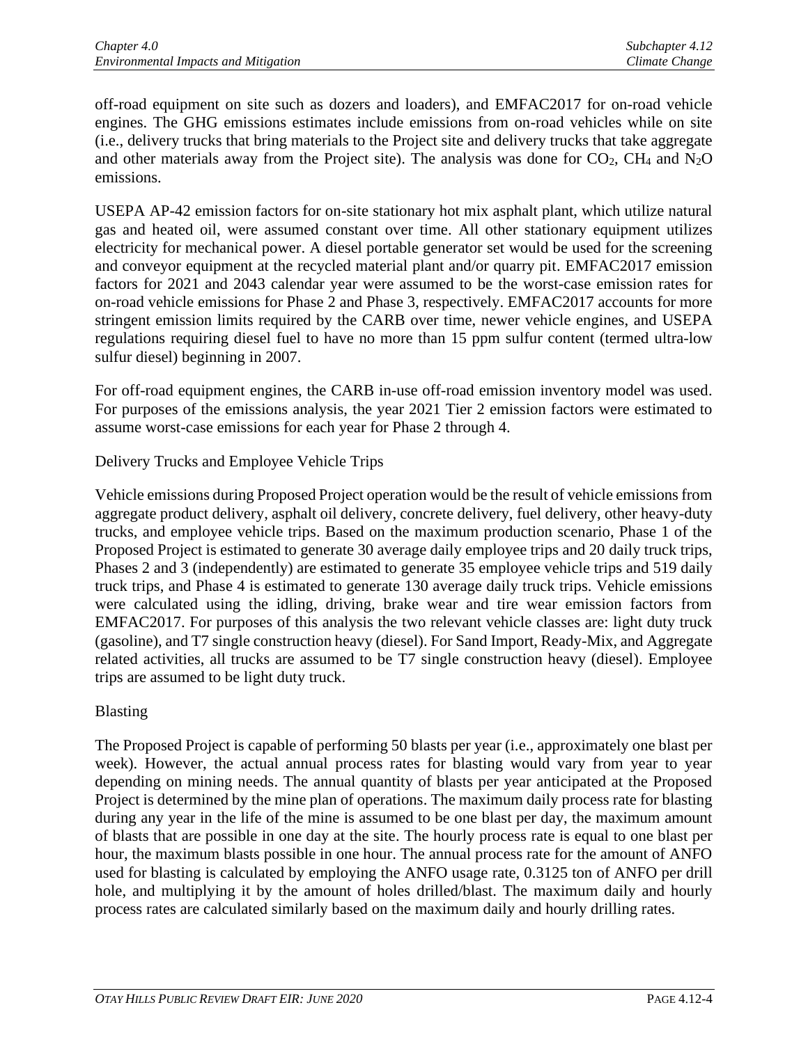off-road equipment on site such as dozers and loaders), and EMFAC2017 for on-road vehicle engines. The GHG emissions estimates include emissions from on-road vehicles while on site (i.e., delivery trucks that bring materials to the Project site and delivery trucks that take aggregate and other materials away from the Project site). The analysis was done for $CO_2$, $CH_4$ and $N_2O$ emissions.

USEPA AP-42 emission factors for on-site stationary hot mix asphalt plant, which utilize natural gas and heated oil, were assumed constant over time. All other stationary equipment utilizes electricity for mechanical power. A diesel portable generator set would be used for the screening and conveyor equipment at the recycled material plant and/or quarry pit. EMFAC2017 emission factors for 2021 and 2043 calendar year were assumed to be the worst-case emission rates for on-road vehicle emissions for Phase 2 and Phase 3, respectively. EMFAC2017 accounts for more stringent emission limits required by the CARB over time, newer vehicle engines, and USEPA regulations requiring diesel fuel to have no more than 15 ppm sulfur content (termed ultra-low sulfur diesel) beginning in 2007.

For off-road equipment engines, the CARB in-use off-road emission inventory model was used. For purposes of the emissions analysis, the year 2021 Tier 2 emission factors were estimated to assume worst-case emissions for each year for Phase 2 through 4.

Delivery Trucks and Employee Vehicle Trips

Vehicle emissions during Proposed Project operation would be the result of vehicle emissions from aggregate product delivery, asphalt oil delivery, concrete delivery, fuel delivery, other heavy-duty trucks, and employee vehicle trips. Based on the maximum production scenario, Phase 1 of the Proposed Project is estimated to generate 30 average daily employee trips and 20 daily truck trips, Phases 2 and 3 (independently) are estimated to generate 35 employee vehicle trips and 519 daily truck trips, and Phase 4 is estimated to generate 130 average daily truck trips. Vehicle emissions were calculated using the idling, driving, brake wear and tire wear emission factors from EMFAC2017. For purposes of this analysis the two relevant vehicle classes are: light duty truck (gasoline), and T7 single construction heavy (diesel). For Sand Import, Ready-Mix, and Aggregate related activities, all trucks are assumed to be T7 single construction heavy (diesel). Employee trips are assumed to be light duty truck.

Blasting

The Proposed Project is capable of performing 50 blasts per year (i.e., approximately one blast per week). However, the actual annual process rates for blasting would vary from year to year depending on mining needs. The annual quantity of blasts per year anticipated at the Proposed Project is determined by the mine plan of operations. The maximum daily process rate for blasting during any year in the life of the mine is assumed to be one blast per day, the maximum amount of blasts that are possible in one day at the site. The hourly process rate is equal to one blast per hour, the maximum blasts possible in one hour. The annual process rate for the amount of ANFO used for blasting is calculated by employing the ANFO usage rate, 0.3125 ton of ANFO per drill hole, and multiplying it by the amount of holes drilled/blast. The maximum daily and hourly process rates are calculated similarly based on the maximum daily and hourly drilling rates.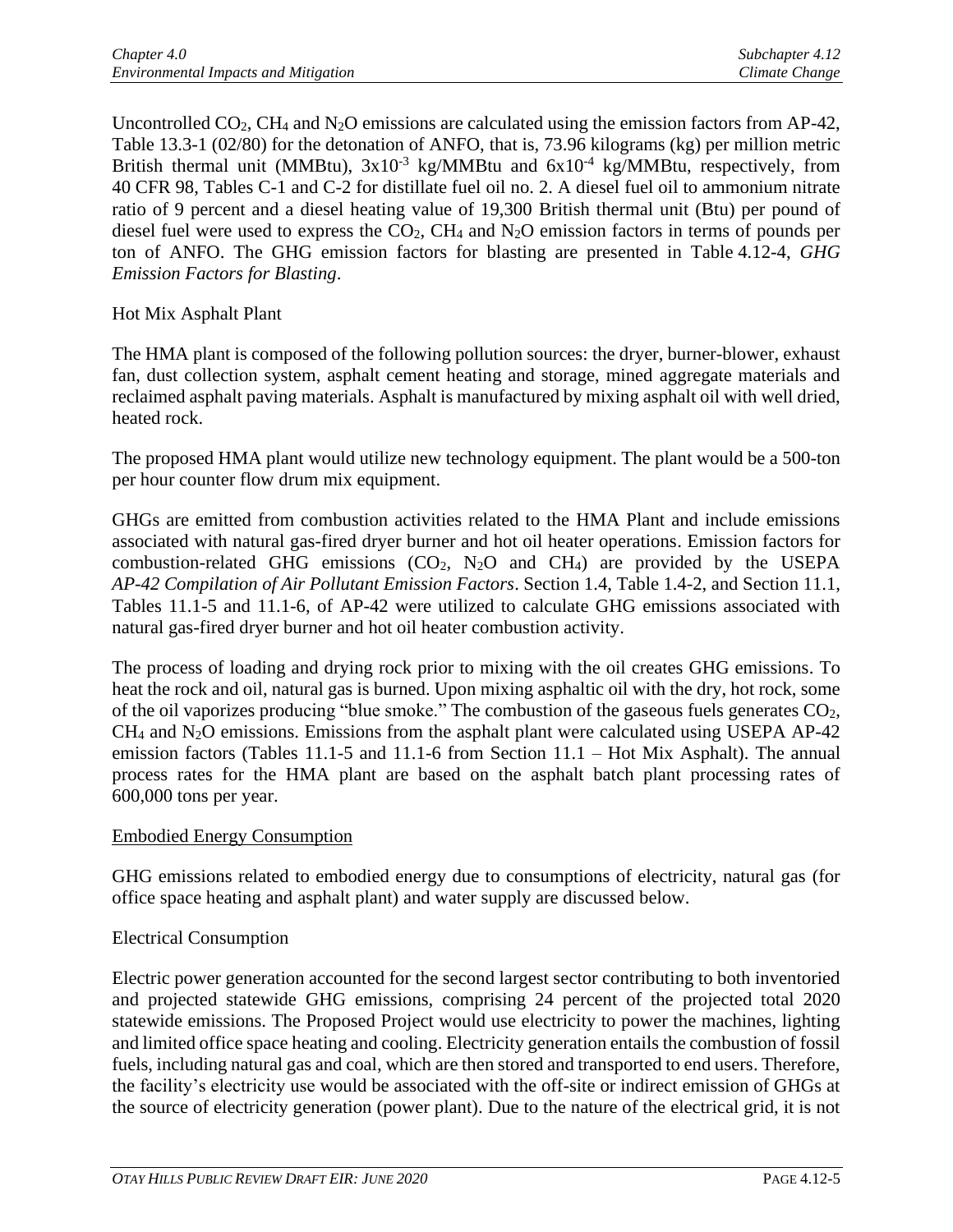Uncontrolled $CO_2$, $CH_4$ and $N_2O$ emissions are calculated using the emission factors from AP-42, Table 13.3-1 (02/80) for the detonation of ANFO, that is, 73.96 kilograms (kg) per million metric British thermal unit (MMBtu), $3x10^{-3}$ kg/MMBtu and $6x10^{-4}$ kg/MMBtu, respectively, from 40 CFR 98, Tables C-1 and C-2 for distillate fuel oil no. 2. A diesel fuel oil to ammonium nitrate ratio of 9 percent and a diesel heating value of 19,300 British thermal unit (Btu) per pound of diesel fuel were used to express the $CO_2$, $CH_4$ and $N_2O$ emission factors in terms of pounds per ton of ANFO. The GHG emission factors for blasting are presented in Table 4.12-4, *GHG Emission Factors for Blasting*.

Hot Mix Asphalt Plant

The HMA plant is composed of the following pollution sources: the dryer, burner-blower, exhaust fan, dust collection system, asphalt cement heating and storage, mined aggregate materials and reclaimed asphalt paving materials. Asphalt is manufactured by mixing asphalt oil with well dried, heated rock.

The proposed HMA plant would utilize new technology equipment. The plant would be a 500-ton per hour counter flow drum mix equipment.

GHGs are emitted from combustion activities related to the HMA Plant and include emissions associated with natural gas-fired dryer burner and hot oil heater operations. Emission factors for combustion-related GHG emissions ($CO_2$, $N_2O$ and $CH_4$) are provided by the USEPA *AP-42 Compilation of Air Pollutant Emission Factors*. Section 1.4, Table 1.4-2, and Section 11.1, Tables 11.1-5 and 11.1-6, of AP-42 were utilized to calculate GHG emissions associated with natural gas-fired dryer burner and hot oil heater combustion activity.

The process of loading and drying rock prior to mixing with the oil creates GHG emissions. To heat the rock and oil, natural gas is burned. Upon mixing asphaltic oil with the dry, hot rock, some of the oil vaporizes producing "blue smoke." The combustion of the gaseous fuels generates $CO_2$, $CH_4$ and $N_2O$ emissions. Emissions from the asphalt plant were calculated using USEPA AP-42 emission factors (Tables 11.1-5 and 11.1-6 from Section 11.1 – Hot Mix Asphalt). The annual process rates for the HMA plant are based on the asphalt batch plant processing rates of 600,000 tons per year.

<u>Embodied Energy Consumption</u>

GHG emissions related to embodied energy due to consumptions of electricity, natural gas (for office space heating and asphalt plant) and water supply are discussed below.

Electrical Consumption

Electric power generation accounted for the second largest sector contributing to both inventoried and projected statewide GHG emissions, comprising 24 percent of the projected total 2020 statewide emissions. The Proposed Project would use electricity to power the machines, lighting and limited office space heating and cooling. Electricity generation entails the combustion of fossil fuels, including natural gas and coal, which are then stored and transported to end users. Therefore, the facility's electricity use would be associated with the off-site or indirect emission of GHGs at the source of electricity generation (power plant). Due to the nature of the electrical grid, it is not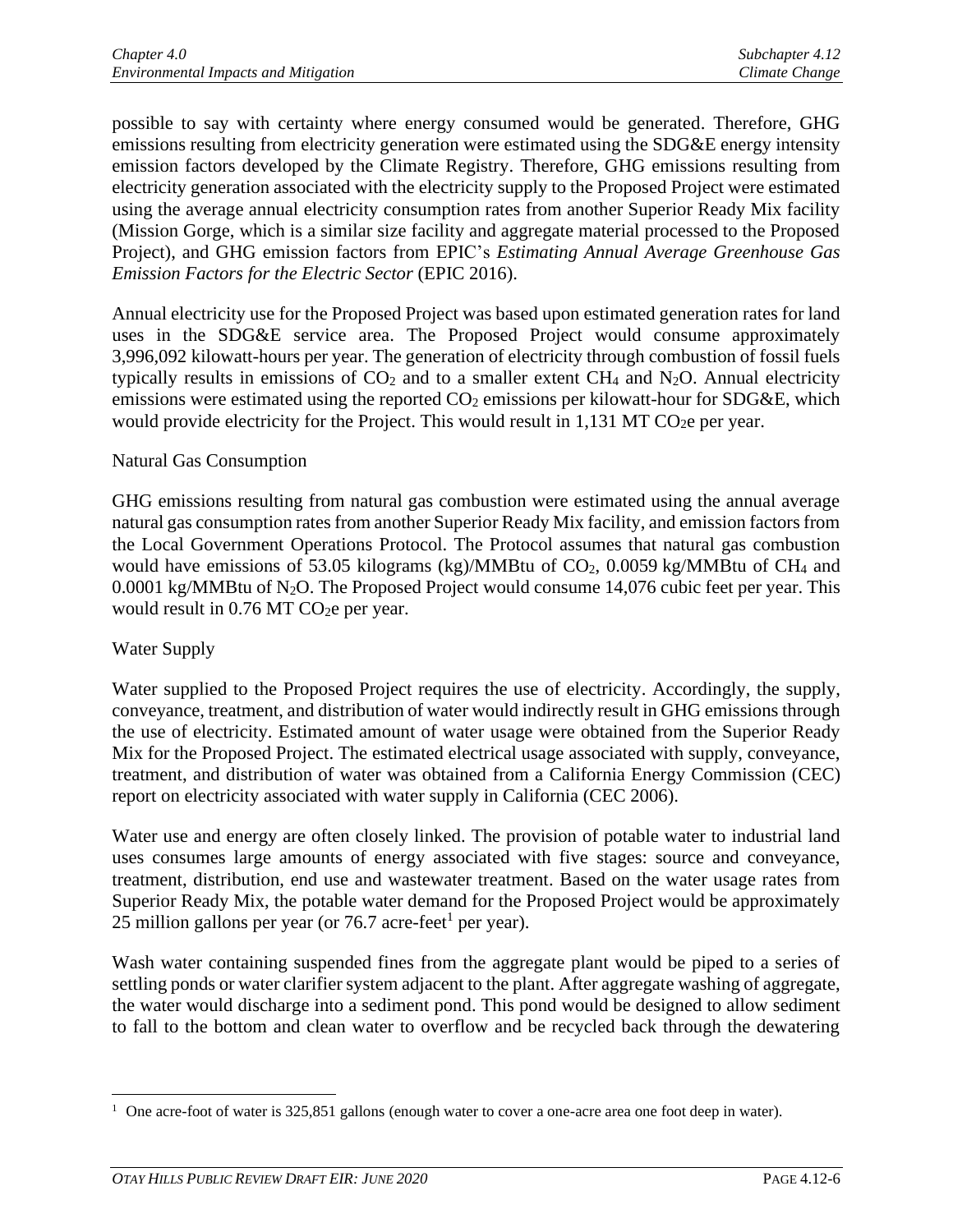possible to say with certainty where energy consumed would be generated. Therefore, GHG emissions resulting from electricity generation were estimated using the SDG&E energy intensity emission factors developed by the Climate Registry. Therefore, GHG emissions resulting from electricity generation associated with the electricity supply to the Proposed Project were estimated using the average annual electricity consumption rates from another Superior Ready Mix facility (Mission Gorge, which is a similar size facility and aggregate material processed to the Proposed Project), and GHG emission factors from EPIC's *Estimating Annual Average Greenhouse Gas Emission Factors for the Electric Sector* (EPIC 2016).

Annual electricity use for the Proposed Project was based upon estimated generation rates for land uses in the SDG&E service area. The Proposed Project would consume approximately 3,996,092 kilowatt-hours per year. The generation of electricity through combustion of fossil fuels typically results in emissions of $CO_2$ and to a smaller extent $CH_4$ and $N_2O$. Annual electricity emissions were estimated using the reported $CO_2$ emissions per kilowatt-hour for SDG&E, which would provide electricity for the Project. This would result in 1,131 MT $CO_2e$ per year.

Natural Gas Consumption

GHG emissions resulting from natural gas combustion were estimated using the annual average natural gas consumption rates from another Superior Ready Mix facility, and emission factors from the Local Government Operations Protocol. The Protocol assumes that natural gas combustion would have emissions of 53.05 kilograms (kg)/MMBtu of $CO_2$, 0.0059 kg/MMBtu of $CH_4$ and 0.0001 kg/MMBtu of $N_2O$. The Proposed Project would consume 14,076 cubic feet per year. This would result in 0.76 MT $CO_2e$ per year.

Water Supply

Water supplied to the Proposed Project requires the use of electricity. Accordingly, the supply, conveyance, treatment, and distribution of water would indirectly result in GHG emissions through the use of electricity. Estimated amount of water usage were obtained from the Superior Ready Mix for the Proposed Project. The estimated electrical usage associated with supply, conveyance, treatment, and distribution of water was obtained from a California Energy Commission (CEC) report on electricity associated with water supply in California (CEC 2006).

Water use and energy are often closely linked. The provision of potable water to industrial land uses consumes large amounts of energy associated with five stages: source and conveyance, treatment, distribution, end use and wastewater treatment. Based on the water usage rates from Superior Ready Mix, the potable water demand for the Proposed Project would be approximately 25 million gallons per year (or 76.7 acre-feet[1] per year).

Wash water containing suspended fines from the aggregate plant would be piped to a series of settling ponds or water clarifier system adjacent to the plant. After aggregate washing of aggregate, the water would discharge into a sediment pond. This pond would be designed to allow sediment to fall to the bottom and clean water to overflow and be recycled back through the dewatering

[1] One acre-foot of water is 325,851 gallons (enough water to cover a one-acre area one foot deep in water).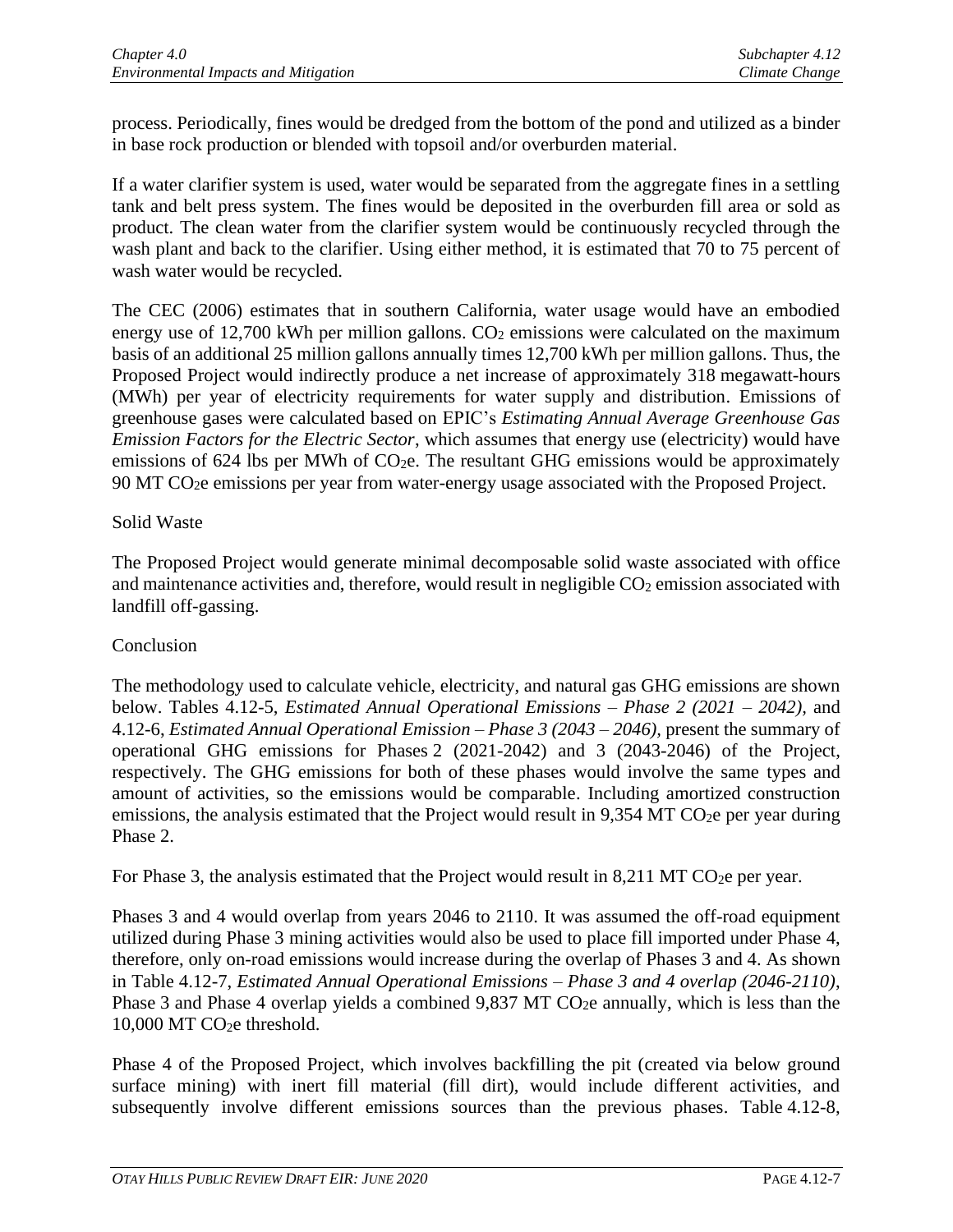process. Periodically, fines would be dredged from the bottom of the pond and utilized as a binder in base rock production or blended with topsoil and/or overburden material.

If a water clarifier system is used, water would be separated from the aggregate fines in a settling tank and belt press system. The fines would be deposited in the overburden fill area or sold as product. The clean water from the clarifier system would be continuously recycled through the wash plant and back to the clarifier. Using either method, it is estimated that 70 to 75 percent of wash water would be recycled.

The CEC (2006) estimates that in southern California, water usage would have an embodied energy use of 12,700 kWh per million gallons. $CO_2$ emissions were calculated on the maximum basis of an additional 25 million gallons annually times 12,700 kWh per million gallons. Thus, the Proposed Project would indirectly produce a net increase of approximately 318 megawatt-hours (MWh) per year of electricity requirements for water supply and distribution. Emissions of greenhouse gases were calculated based on EPIC's *Estimating Annual Average Greenhouse Gas Emission Factors for the Electric Sector*, which assumes that energy use (electricity) would have emissions of 624 lbs per MWh of $CO_2$e. The resultant GHG emissions would be approximately 90 MT $CO_2$e emissions per year from water-energy usage associated with the Proposed Project.

Solid Waste

The Proposed Project would generate minimal decomposable solid waste associated with office and maintenance activities and, therefore, would result in negligible $CO_2$ emission associated with landfill off-gassing.

Conclusion

The methodology used to calculate vehicle, electricity, and natural gas GHG emissions are shown below. Tables 4.12-5, *Estimated Annual Operational Emissions – Phase 2 (2021 – 2042),* and 4.12-6, *Estimated Annual Operational Emission – Phase 3 (2043 – 2046)*, present the summary of operational GHG emissions for Phases 2 (2021-2042) and 3 (2043-2046) of the Project, respectively. The GHG emissions for both of these phases would involve the same types and amount of activities, so the emissions would be comparable. Including amortized construction emissions, the analysis estimated that the Project would result in 9,354 MT $CO_2$e per year during Phase 2.

For Phase 3, the analysis estimated that the Project would result in 8,211 MT $CO_2$e per year.

Phases 3 and 4 would overlap from years 2046 to 2110. It was assumed the off-road equipment utilized during Phase 3 mining activities would also be used to place fill imported under Phase 4, therefore, only on-road emissions would increase during the overlap of Phases 3 and 4. As shown in Table 4.12-7, *Estimated Annual Operational Emissions – Phase 3 and 4 overlap (2046-2110)*, Phase 3 and Phase 4 overlap yields a combined 9,837 MT $CO_2$e annually, which is less than the 10,000 MT $CO_2$e threshold.

Phase 4 of the Proposed Project, which involves backfilling the pit (created via below ground surface mining) with inert fill material (fill dirt), would include different activities, and subsequently involve different emissions sources than the previous phases. Table 4.12-8,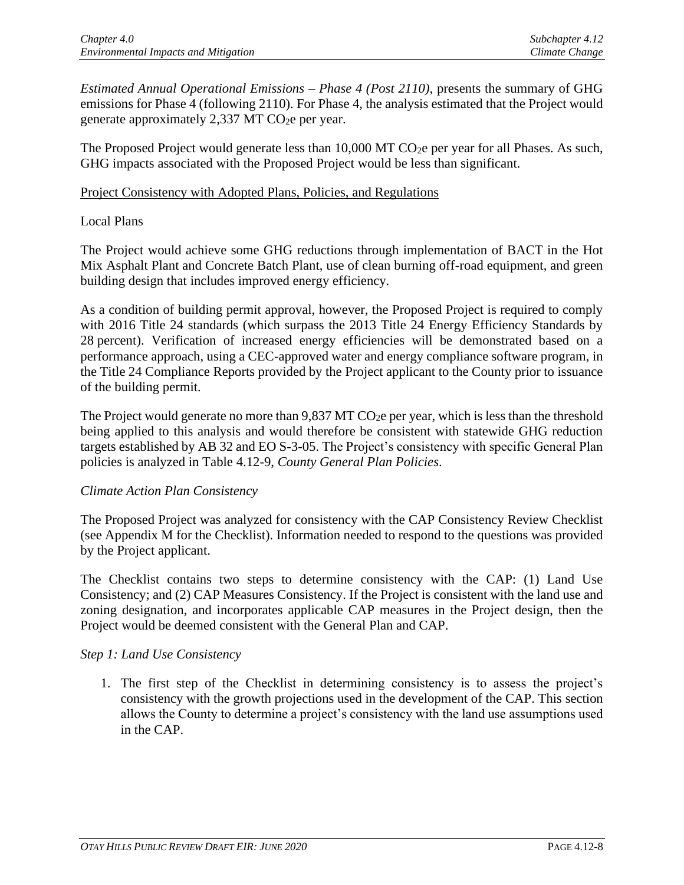*Estimated Annual Operational Emissions – Phase 4 (Post 2110)*, presents the summary of GHG emissions for Phase 4 (following 2110). For Phase 4, the analysis estimated that the Project would generate approximately 2,337 MT $CO_2$e per year.

The Proposed Project would generate less than 10,000 MT $CO_2$e per year for all Phases. As such, GHG impacts associated with the Proposed Project would be less than significant.

<u>Project Consistency with Adopted Plans, Policies, and Regulations</u>

Local Plans

The Project would achieve some GHG reductions through implementation of BACT in the Hot Mix Asphalt Plant and Concrete Batch Plant, use of clean burning off-road equipment, and green building design that includes improved energy efficiency.

As a condition of building permit approval, however, the Proposed Project is required to comply with 2016 Title 24 standards (which surpass the 2013 Title 24 Energy Efficiency Standards by 28 percent). Verification of increased energy efficiencies will be demonstrated based on a performance approach, using a CEC-approved water and energy compliance software program, in the Title 24 Compliance Reports provided by the Project applicant to the County prior to issuance of the building permit.

The Project would generate no more than 9,837 MT $CO_2$e per year, which is less than the threshold being applied to this analysis and would therefore be consistent with statewide GHG reduction targets established by AB 32 and EO S-3-05. The Project's consistency with specific General Plan policies is analyzed in Table 4.12-9, *County General Plan Policies*.

*Climate Action Plan Consistency*

The Proposed Project was analyzed for consistency with the CAP Consistency Review Checklist (see Appendix M for the Checklist). Information needed to respond to the questions was provided by the Project applicant.

The Checklist contains two steps to determine consistency with the CAP: (1) Land Use Consistency; and (2) CAP Measures Consistency. If the Project is consistent with the land use and zoning designation, and incorporates applicable CAP measures in the Project design, then the Project would be deemed consistent with the General Plan and CAP.

*Step 1: Land Use Consistency*

1. The first step of the Checklist in determining consistency is to assess the project's consistency with the growth projections used in the development of the CAP. This section allows the County to determine a project's consistency with the land use assumptions used in the CAP.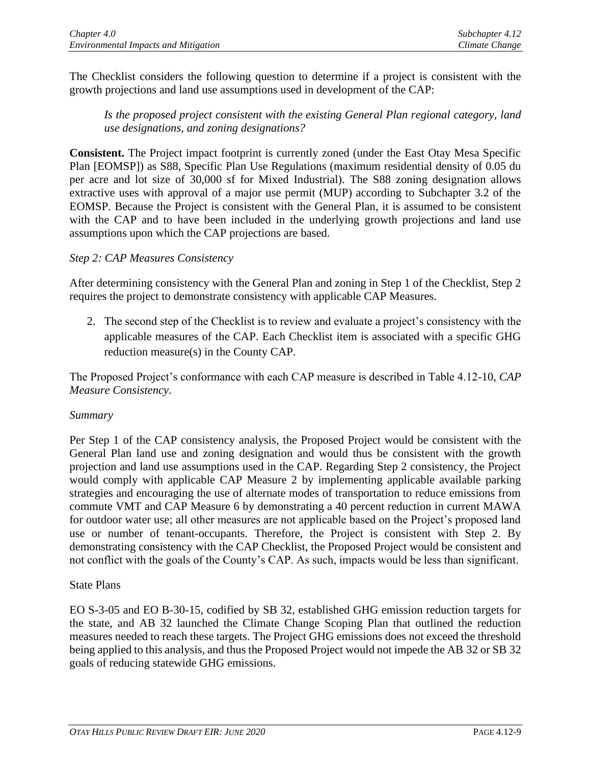The Checklist considers the following question to determine if a project is consistent with the growth projections and land use assumptions used in development of the CAP:

> *Is the proposed project consistent with the existing General Plan regional category, land use designations, and zoning designations?*

**Consistent.** The Project impact footprint is currently zoned (under the East Otay Mesa Specific Plan [EOMSP]) as S88, Specific Plan Use Regulations (maximum residential density of 0.05 du per acre and lot size of 30,000 sf for Mixed Industrial). The S88 zoning designation allows extractive uses with approval of a major use permit (MUP) according to Subchapter 3.2 of the EOMSP. Because the Project is consistent with the General Plan, it is assumed to be consistent with the CAP and to have been included in the underlying growth projections and land use assumptions upon which the CAP projections are based.

*Step 2: CAP Measures Consistency*

After determining consistency with the General Plan and zoning in Step 1 of the Checklist, Step 2 requires the project to demonstrate consistency with applicable CAP Measures.

2. The second step of the Checklist is to review and evaluate a project's consistency with the applicable measures of the CAP. Each Checklist item is associated with a specific GHG reduction measure(s) in the County CAP.

The Proposed Project's conformance with each CAP measure is described in Table 4.12-10, *CAP Measure Consistency*.

*Summary*

Per Step 1 of the CAP consistency analysis, the Proposed Project would be consistent with the General Plan land use and zoning designation and would thus be consistent with the growth projection and land use assumptions used in the CAP. Regarding Step 2 consistency, the Project would comply with applicable CAP Measure 2 by implementing applicable available parking strategies and encouraging the use of alternate modes of transportation to reduce emissions from commute VMT and CAP Measure 6 by demonstrating a 40 percent reduction in current MAWA for outdoor water use; all other measures are not applicable based on the Project's proposed land use or number of tenant-occupants. Therefore, the Project is consistent with Step 2. By demonstrating consistency with the CAP Checklist, the Proposed Project would be consistent and not conflict with the goals of the County's CAP. As such, impacts would be less than significant.

State Plans

EO S-3-05 and EO B-30-15, codified by SB 32, established GHG emission reduction targets for the state, and AB 32 launched the Climate Change Scoping Plan that outlined the reduction measures needed to reach these targets. The Project GHG emissions does not exceed the threshold being applied to this analysis, and thus the Proposed Project would not impede the AB 32 or SB 32 goals of reducing statewide GHG emissions.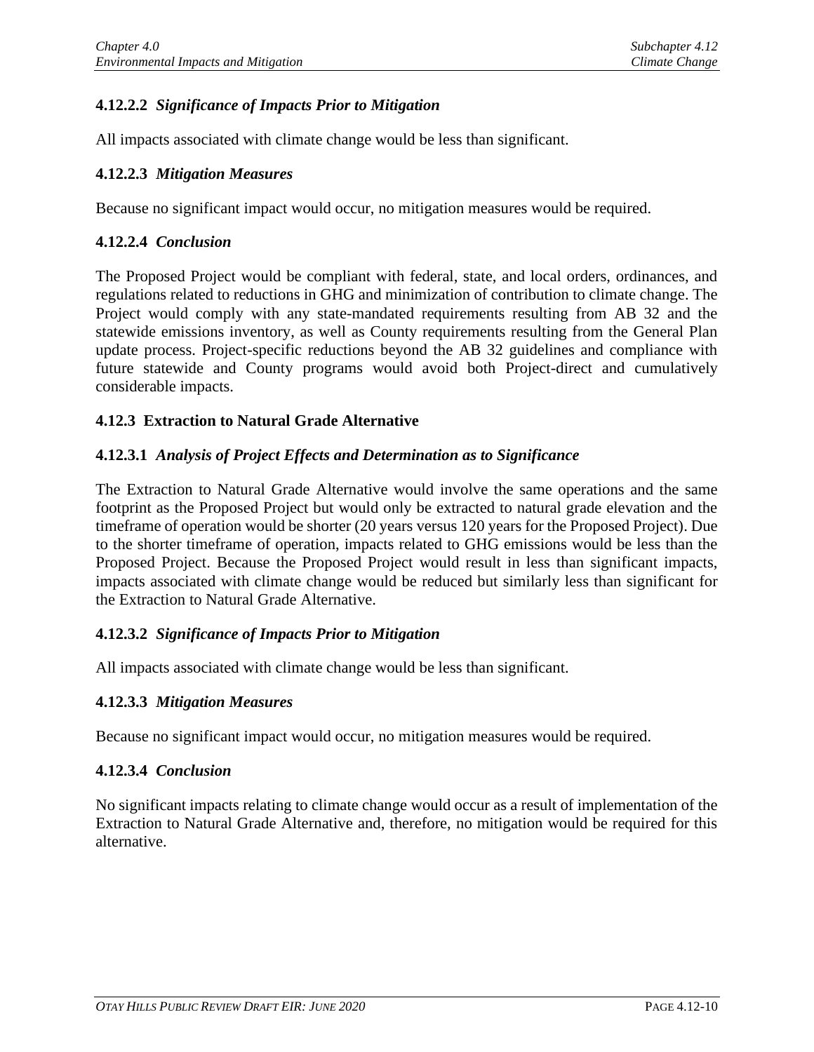#### 4.12.2.2 *Significance of Impacts Prior to Mitigation*

All impacts associated with climate change would be less than significant.

#### 4.12.2.3 *Mitigation Measures*

Because no significant impact would occur, no mitigation measures would be required.

#### 4.12.2.4 *Conclusion*

The Proposed Project would be compliant with federal, state, and local orders, ordinances, and regulations related to reductions in GHG and minimization of contribution to climate change. The Project would comply with any state-mandated requirements resulting from AB 32 and the statewide emissions inventory, as well as County requirements resulting from the General Plan update process. Project-specific reductions beyond the AB 32 guidelines and compliance with future statewide and County programs would avoid both Project-direct and cumulatively considerable impacts.

### 4.12.3 Extraction to Natural Grade Alternative

#### 4.12.3.1 *Analysis of Project Effects and Determination as to Significance*

The Extraction to Natural Grade Alternative would involve the same operations and the same footprint as the Proposed Project but would only be extracted to natural grade elevation and the timeframe of operation would be shorter (20 years versus 120 years for the Proposed Project). Due to the shorter timeframe of operation, impacts related to GHG emissions would be less than the Proposed Project. Because the Proposed Project would result in less than significant impacts, impacts associated with climate change would be reduced but similarly less than significant for the Extraction to Natural Grade Alternative.

#### 4.12.3.2 *Significance of Impacts Prior to Mitigation*

All impacts associated with climate change would be less than significant.

#### 4.12.3.3 *Mitigation Measures*

Because no significant impact would occur, no mitigation measures would be required.

#### 4.12.3.4 *Conclusion*

No significant impacts relating to climate change would occur as a result of implementation of the Extraction to Natural Grade Alternative and, therefore, no mitigation would be required for this alternative.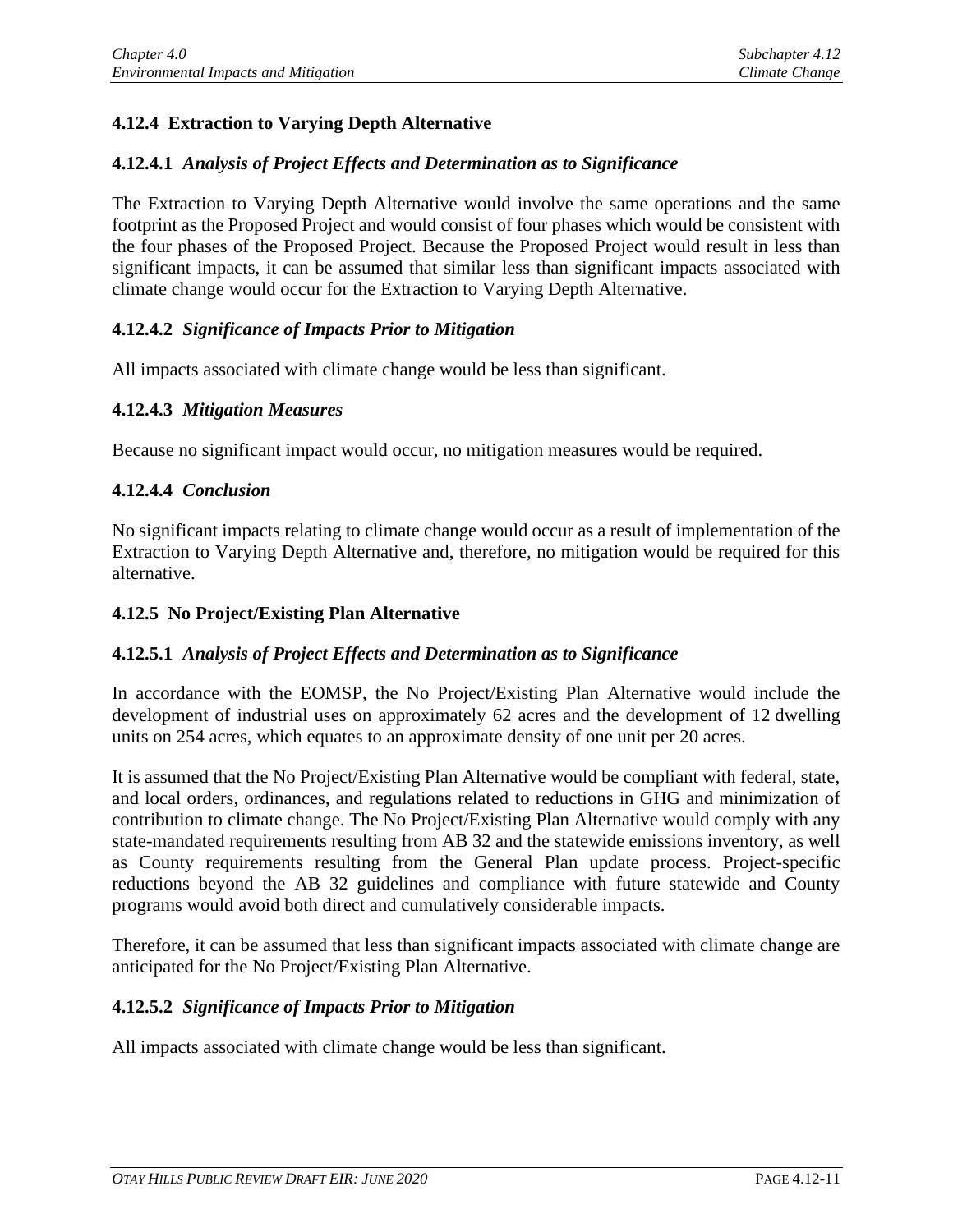## 4.12.4 Extraction to Varying Depth Alternative

### 4.12.4.1 *Analysis of Project Effects and Determination as to Significance*

The Extraction to Varying Depth Alternative would involve the same operations and the same footprint as the Proposed Project and would consist of four phases which would be consistent with the four phases of the Proposed Project. Because the Proposed Project would result in less than significant impacts, it can be assumed that similar less than significant impacts associated with climate change would occur for the Extraction to Varying Depth Alternative.

### 4.12.4.2 *Significance of Impacts Prior to Mitigation*

All impacts associated with climate change would be less than significant.

### 4.12.4.3 *Mitigation Measures*

Because no significant impact would occur, no mitigation measures would be required.

### 4.12.4.4 *Conclusion*

No significant impacts relating to climate change would occur as a result of implementation of the Extraction to Varying Depth Alternative and, therefore, no mitigation would be required for this alternative.

## 4.12.5 No Project/Existing Plan Alternative

### 4.12.5.1 *Analysis of Project Effects and Determination as to Significance*

In accordance with the EOMSP, the No Project/Existing Plan Alternative would include the development of industrial uses on approximately 62 acres and the development of 12 dwelling units on 254 acres, which equates to an approximate density of one unit per 20 acres.

It is assumed that the No Project/Existing Plan Alternative would be compliant with federal, state, and local orders, ordinances, and regulations related to reductions in GHG and minimization of contribution to climate change. The No Project/Existing Plan Alternative would comply with any state-mandated requirements resulting from AB 32 and the statewide emissions inventory, as well as County requirements resulting from the General Plan update process. Project-specific reductions beyond the AB 32 guidelines and compliance with future statewide and County programs would avoid both direct and cumulatively considerable impacts.

Therefore, it can be assumed that less than significant impacts associated with climate change are anticipated for the No Project/Existing Plan Alternative.

### 4.12.5.2 *Significance of Impacts Prior to Mitigation*

All impacts associated with climate change would be less than significant.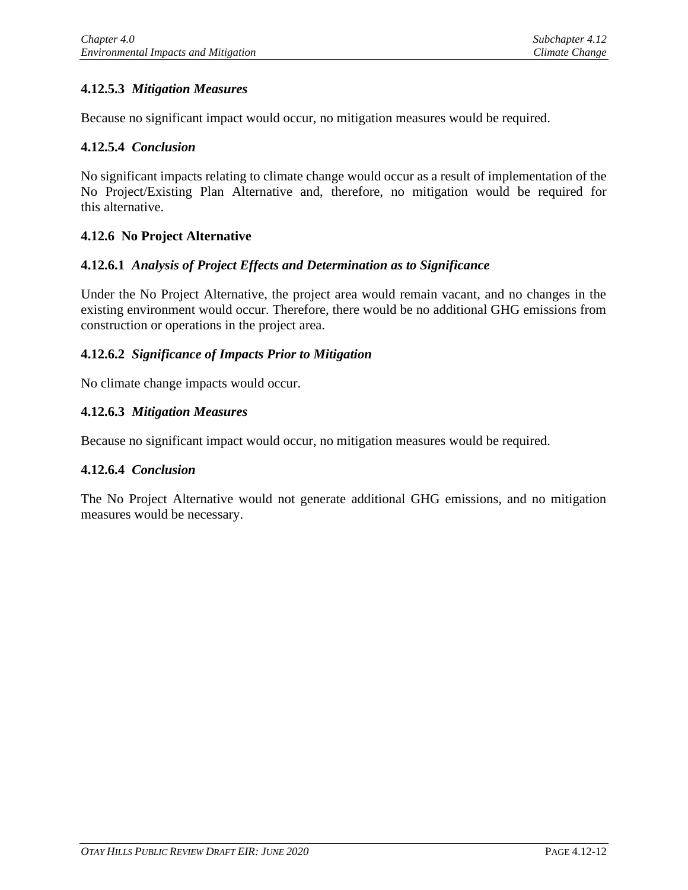#### 4.12.5.3 *Mitigation Measures*

Because no significant impact would occur, no mitigation measures would be required.

#### 4.12.5.4 *Conclusion*

No significant impacts relating to climate change would occur as a result of implementation of the No Project/Existing Plan Alternative and, therefore, no mitigation would be required for this alternative.

### 4.12.6 No Project Alternative

#### 4.12.6.1 *Analysis of Project Effects and Determination as to Significance*

Under the No Project Alternative, the project area would remain vacant, and no changes in the existing environment would occur. Therefore, there would be no additional GHG emissions from construction or operations in the project area.

#### 4.12.6.2 *Significance of Impacts Prior to Mitigation*

No climate change impacts would occur.

#### 4.12.6.3 *Mitigation Measures*

Because no significant impact would occur, no mitigation measures would be required.

#### 4.12.6.4 *Conclusion*

The No Project Alternative would not generate additional GHG emissions, and no mitigation measures would be necessary.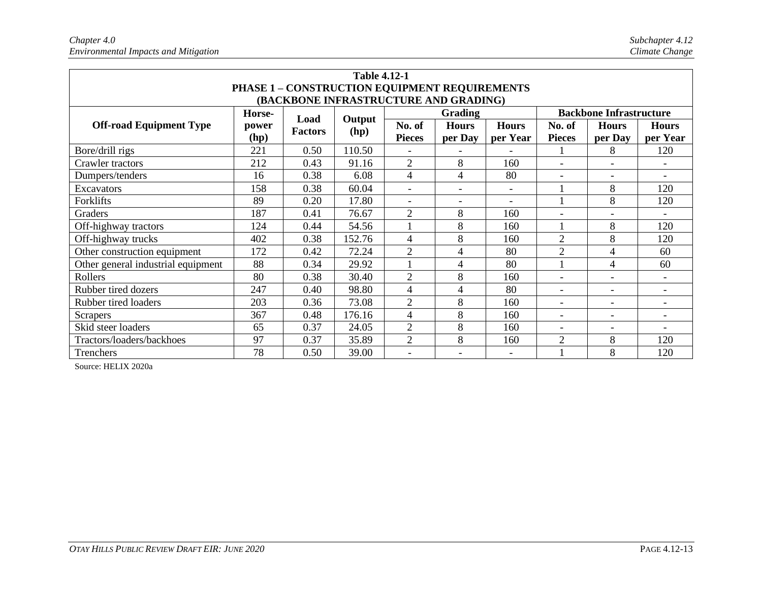**Table 4.12-1**
**PHASE 1 – CONSTRUCTION EQUIPMENT REQUIREMENTS**
**(BACKBONE INFRASTRUCTURE AND GRADING)**

| Off-road Equipment Type | Horse-power (hp) | Load Factors | Output (hp) | Grading | | | Backbone Infrastructure | | |
|---|---|---|---|---|---|---|---|---|---|
| | | | | No. of Pieces | Hours per Day | Hours per Year | No. of Pieces | Hours per Day | Hours per Year |
| Bore/drill rigs | 221 | 0.50 | 110.50 | - | - | - | 1 | 8 | 120 |
| Crawler tractors | 212 | 0.43 | 91.16 | 2 | 8 | 160 | - | - | - |
| Dumpers/tenders | 16 | 0.38 | 6.08 | 4 | 4 | 80 | - | - | - |
| Excavators | 158 | 0.38 | 60.04 | - | - | - | 1 | 8 | 120 |
| Forklifts | 89 | 0.20 | 17.80 | - | - | - | 1 | 8 | 120 |
| Graders | 187 | 0.41 | 76.67 | 2 | 8 | 160 | - | - | - |
| Off-highway tractors | 124 | 0.44 | 54.56 | 1 | 8 | 160 | 1 | 8 | 120 |
| Off-highway trucks | 402 | 0.38 | 152.76 | 4 | 8 | 160 | 2 | 8 | 120 |
| Other construction equipment | 172 | 0.42 | 72.24 | 2 | 4 | 80 | 2 | 4 | 60 |
| Other general industrial equipment | 88 | 0.34 | 29.92 | 1 | 4 | 80 | 1 | 4 | 60 |
| Rollers | 80 | 0.38 | 30.40 | 2 | 8 | 160 | - | - | - |
| Rubber tired dozers | 247 | 0.40 | 98.80 | 4 | 4 | 80 | - | - | - |
| Rubber tired loaders | 203 | 0.36 | 73.08 | 2 | 8 | 160 | - | - | - |
| Scrapers | 367 | 0.48 | 176.16 | 4 | 8 | 160 | - | - | - |
| Skid steer loaders | 65 | 0.37 | 24.05 | 2 | 8 | 160 | - | - | - |
| Tractors/loaders/backhoes | 97 | 0.37 | 35.89 | 2 | 8 | 160 | 2 | 8 | 120 |
| Trenchers | 78 | 0.50 | 39.00 | - | - | - | 1 | 8 | 120 |

Source: HELIX 2020a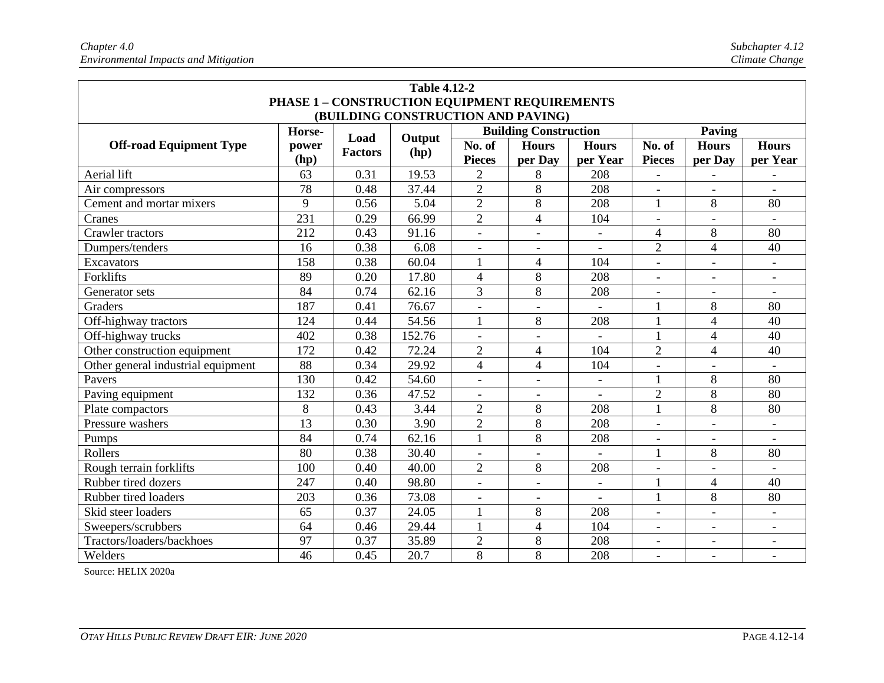**Table 4.12-2**
**PHASE 1 – CONSTRUCTION EQUIPMENT REQUIREMENTS**
**(BUILDING CONSTRUCTION AND PAVING)**

| Off-road Equipment Type | Horse-power (hp) | Load Factors | Output (hp) | Building Construction | | | Paving | | |
|---|---|---|---|---|---|---|---|---|---|
| | | | | No. of Pieces | Hours per Day | Hours per Year | No. of Pieces | Hours per Day | Hours per Year |
| Aerial lift | 63 | 0.31 | 19.53 | 2 | 8 | 208 | - | - | - |
| Air compressors | 78 | 0.48 | 37.44 | 2 | 8 | 208 | - | - | - |
| Cement and mortar mixers | 9 | 0.56 | 5.04 | 2 | 8 | 208 | 1 | 8 | 80 |
| Cranes | 231 | 0.29 | 66.99 | 2 | 4 | 104 | - | - | - |
| Crawler tractors | 212 | 0.43 | 91.16 | - | - | - | 4 | 8 | 80 |
| Dumpers/tenders | 16 | 0.38 | 6.08 | - | - | - | 2 | 4 | 40 |
| Excavators | 158 | 0.38 | 60.04 | 1 | 4 | 104 | - | - | - |
| Forklifts | 89 | 0.20 | 17.80 | 4 | 8 | 208 | - | - | - |
| Generator sets | 84 | 0.74 | 62.16 | 3 | 8 | 208 | - | - | - |
| Graders | 187 | 0.41 | 76.67 | - | - | - | 1 | 8 | 80 |
| Off-highway tractors | 124 | 0.44 | 54.56 | 1 | 8 | 208 | 1 | 4 | 40 |
| Off-highway trucks | 402 | 0.38 | 152.76 | - | - | - | 1 | 4 | 40 |
| Other construction equipment | 172 | 0.42 | 72.24 | 2 | 4 | 104 | 2 | 4 | 40 |
| Other general industrial equipment | 88 | 0.34 | 29.92 | 4 | 4 | 104 | - | - | - |
| Pavers | 130 | 0.42 | 54.60 | - | - | - | 1 | 8 | 80 |
| Paving equipment | 132 | 0.36 | 47.52 | - | - | - | 2 | 8 | 80 |
| Plate compactors | 8 | 0.43 | 3.44 | 2 | 8 | 208 | 1 | 8 | 80 |
| Pressure washers | 13 | 0.30 | 3.90 | 2 | 8 | 208 | - | - | - |
| Pumps | 84 | 0.74 | 62.16 | 1 | 8 | 208 | - | - | - |
| Rollers | 80 | 0.38 | 30.40 | - | - | - | 1 | 8 | 80 |
| Rough terrain forklifts | 100 | 0.40 | 40.00 | 2 | 8 | 208 | - | - | - |
| Rubber tired dozers | 247 | 0.40 | 98.80 | - | - | - | 1 | 4 | 40 |
| Rubber tired loaders | 203 | 0.36 | 73.08 | - | - | - | 1 | 8 | 80 |
| Skid steer loaders | 65 | 0.37 | 24.05 | 1 | 8 | 208 | - | - | - |
| Sweepers/scrubbers | 64 | 0.46 | 29.44 | 1 | 4 | 104 | - | - | - |
| Tractors/loaders/backhoes | 97 | 0.37 | 35.89 | 2 | 8 | 208 | - | - | - |
| Welders | 46 | 0.45 | 20.7 | 8 | 8 | 208 | - | - | - |

Source: HELIX 2020a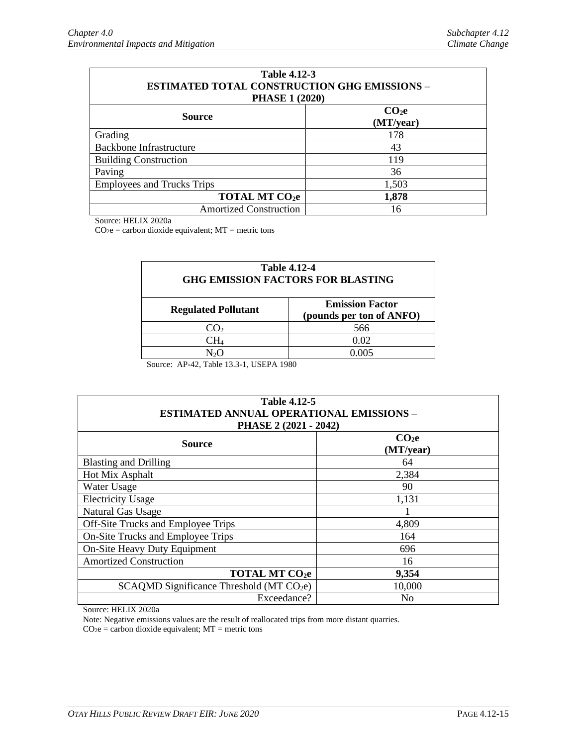| Table 4.12-3 ESTIMATED TOTAL CONSTRUCTION GHG EMISSIONS – PHASE 1 (2020) | |
|---|---|
| **Source** | **$CO_2e$ (MT/year)** |
| Grading | 178 |
| Backbone Infrastructure | 43 |
| Building Construction | 119 |
| Paving | 36 |
| Employees and Trucks Trips | 1,503 |
| **TOTAL MT $CO_2e$** | **1,878** |
| Amortized Construction | 16 |

Source: HELIX 2020a

$CO_2e$ = carbon dioxide equivalent; MT = metric tons

| Table 4.12-4 GHG EMISSION FACTORS FOR BLASTING | |
|---|---|
| **Regulated Pollutant** | **Emission Factor (pounds per ton of ANFO)** |
| $CO_2$ | 566 |
| $CH_4$ | 0.02 |
| $N_2O$ | 0.005 |

Source: AP-42, Table 13.3-1, USEPA 1980

| Table 4.12-5 ESTIMATED ANNUAL OPERATIONAL EMISSIONS – PHASE 2 (2021 - 2042) | |
|---|---|
| **Source** | **$CO_2e$ (MT/year)** |
| Blasting and Drilling | 64 |
| Hot Mix Asphalt | 2,384 |
| Water Usage | 90 |
| Electricity Usage | 1,131 |
| Natural Gas Usage | 1 |
| Off-Site Trucks and Employee Trips | 4,809 |
| On-Site Trucks and Employee Trips | 164 |
| On-Site Heavy Duty Equipment | 696 |
| Amortized Construction | 16 |
| **TOTAL MT $CO_2e$** | **9,354** |
| SCAQMD Significance Threshold (MT $CO_2e$) | 10,000 |
| Exceedance? | No |

Source: HELIX 2020a

Note: Negative emissions values are the result of reallocated trips from more distant quarries.

$CO_2e$ = carbon dioxide equivalent; MT = metric tons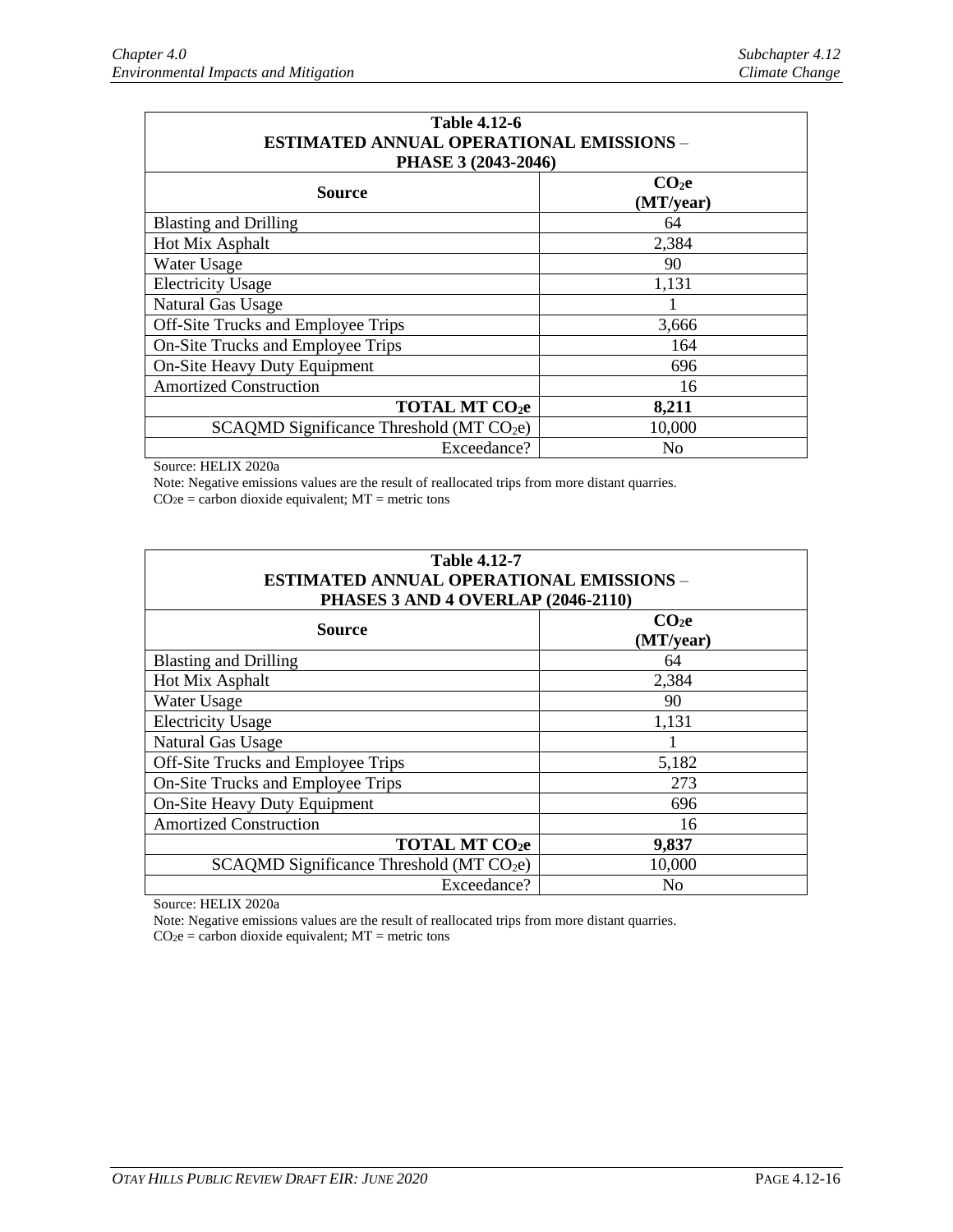**Table 4.12-6**
**ESTIMATED ANNUAL OPERATIONAL EMISSIONS – PHASE 3 (2043-2046)**

| Source | $CO_2e$ (MT/year) |
|---|---|
| Blasting and Drilling | 64 |
| Hot Mix Asphalt | 2,384 |
| Water Usage | 90 |
| Electricity Usage | 1,131 |
| Natural Gas Usage | 1 |
| Off-Site Trucks and Employee Trips | 3,666 |
| On-Site Trucks and Employee Trips | 164 |
| On-Site Heavy Duty Equipment | 696 |
| Amortized Construction | 16 |
| **TOTAL MT $CO_2e$** | **8,211** |
| SCAQMD Significance Threshold (MT $CO_2e$) | 10,000 |
| Exceedance? | No |

Source: HELIX 2020a

Note: Negative emissions values are the result of reallocated trips from more distant quarries.

$CO_2e$ = carbon dioxide equivalent; MT = metric tons

**Table 4.12-7**
**ESTIMATED ANNUAL OPERATIONAL EMISSIONS – PHASES 3 AND 4 OVERLAP (2046-2110)**

| Source | $CO_2e$ (MT/year) |
|---|---|
| Blasting and Drilling | 64 |
| Hot Mix Asphalt | 2,384 |
| Water Usage | 90 |
| Electricity Usage | 1,131 |
| Natural Gas Usage | 1 |
| Off-Site Trucks and Employee Trips | 5,182 |
| On-Site Trucks and Employee Trips | 273 |
| On-Site Heavy Duty Equipment | 696 |
| Amortized Construction | 16 |
| **TOTAL MT $CO_2e$** | **9,837** |
| SCAQMD Significance Threshold (MT $CO_2e$) | 10,000 |
| Exceedance? | No |

Source: HELIX 2020a

Note: Negative emissions values are the result of reallocated trips from more distant quarries.

$CO_2e$ = carbon dioxide equivalent; MT = metric tons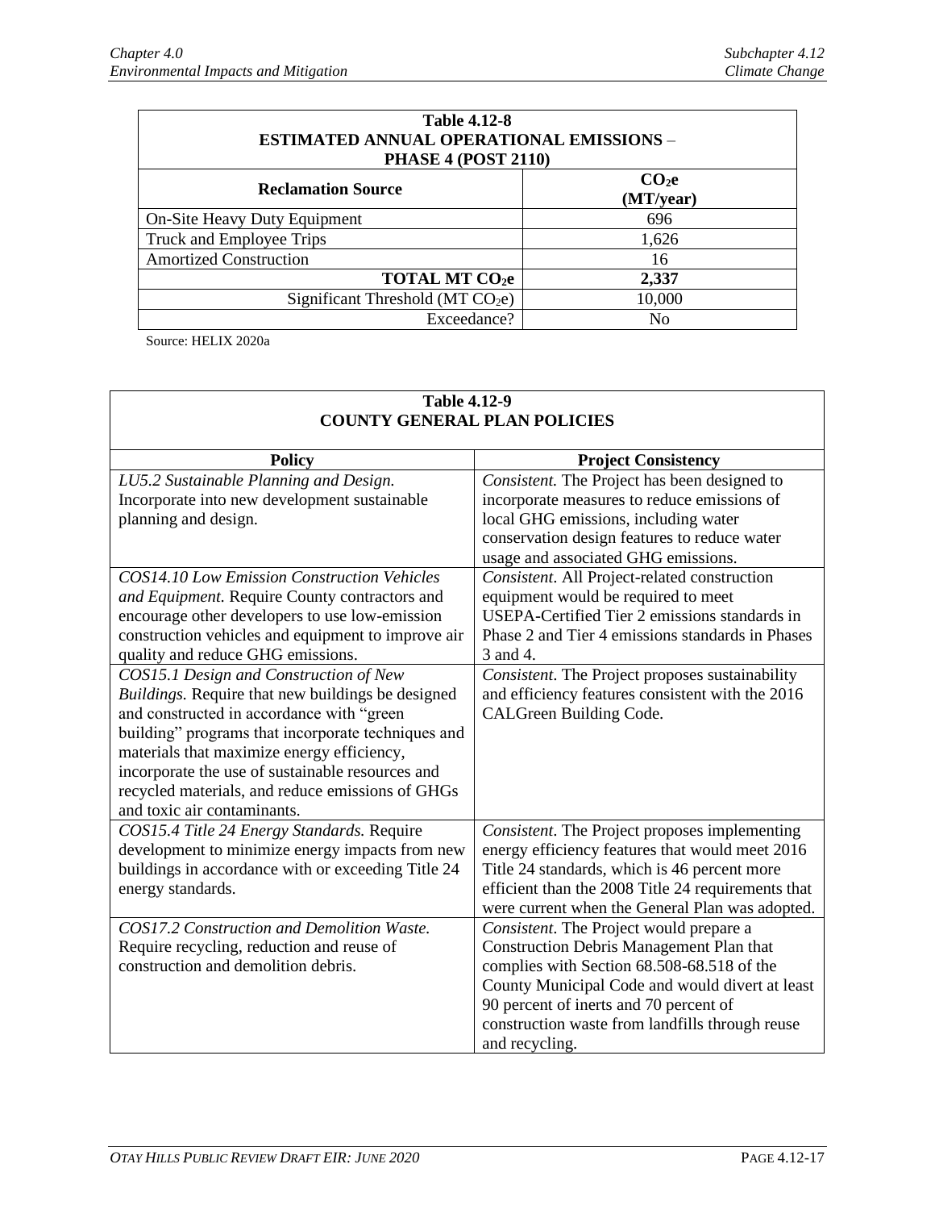| Table 4.12-8<br>ESTIMATED ANNUAL OPERATIONAL EMISSIONS – PHASE 4 (POST 2110) | |
|---|---|
| **Reclamation Source** | **$CO_2e$ (MT/year)** |
| On-Site Heavy Duty Equipment | 696 |
| Truck and Employee Trips | 1,626 |
| Amortized Construction | 16 |
| **TOTAL MT $CO_2e$** | **2,337** |
| Significant Threshold (MT $CO_2e$) | 10,000 |
| Exceedance? | No |

Source: HELIX 2020a

| Table 4.12-9<br>COUNTY GENERAL PLAN POLICIES | |
|---|---|
| **Policy** | **Project Consistency** |
| *LU5.2 Sustainable Planning and Design.* Incorporate into new development sustainable planning and design. | *Consistent.* The Project has been designed to incorporate measures to reduce emissions of local GHG emissions, including water conservation design features to reduce water usage and associated GHG emissions. |
| *COS14.10 Low Emission Construction Vehicles and Equipment.* Require County contractors and encourage other developers to use low-emission construction vehicles and equipment to improve air quality and reduce GHG emissions. | *Consistent*. All Project-related construction equipment would be required to meet USEPA-Certified Tier 2 emissions standards in Phase 2 and Tier 4 emissions standards in Phases 3 and 4. |
| *COS15.1 Design and Construction of New Buildings.* Require that new buildings be designed and constructed in accordance with "green building" programs that incorporate techniques and materials that maximize energy efficiency, incorporate the use of sustainable resources and recycled materials, and reduce emissions of GHGs and toxic air contaminants. | *Consistent*. The Project proposes sustainability and efficiency features consistent with the 2016 CALGreen Building Code. |
| *COS15.4 Title 24 Energy Standards.* Require development to minimize energy impacts from new buildings in accordance with or exceeding Title 24 energy standards. | *Consistent*. The Project proposes implementing energy efficiency features that would meet 2016 Title 24 standards, which is 46 percent more efficient than the 2008 Title 24 requirements that were current when the General Plan was adopted. |
| *COS17.2 Construction and Demolition Waste.* Require recycling, reduction and reuse of construction and demolition debris. | *Consistent*. The Project would prepare a Construction Debris Management Plan that complies with Section 68.508-68.518 of the County Municipal Code and would divert at least 90 percent of inerts and 70 percent of construction waste from landfills through reuse and recycling. |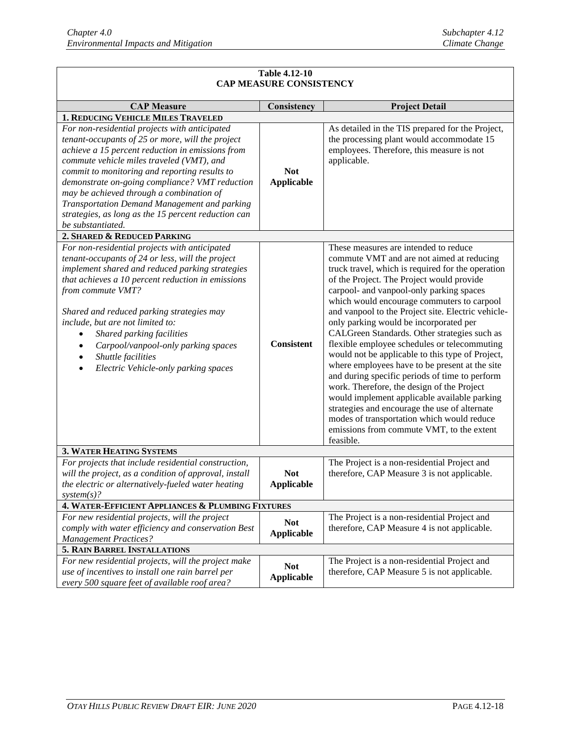**Table 4.12-10**
**CAP MEASURE CONSISTENCY**

| CAP Measure | Consistency | Project Detail |
|---|---|---|
| **1. Reducing Vehicle Miles Traveled** | | |
| *For non-residential projects with anticipated tenant-occupants of 25 or more, will the project achieve a 15 percent reduction in emissions from commute vehicle miles traveled (VMT), and commit to monitoring and reporting results to demonstrate on-going compliance? VMT reduction may be achieved through a combination of Transportation Demand Management and parking strategies, as long as the 15 percent reduction can be substantiated.* | **Not Applicable** | As detailed in the TIS prepared for the Project, the processing plant would accommodate 15 employees. Therefore, this measure is not applicable. |
| **2. Shared & Reduced Parking** | | |
| *For non-residential projects with anticipated tenant-occupants of 24 or less, will the project implement shared and reduced parking strategies that achieves a 10 percent reduction in emissions from commute VMT?* <br><br> *Shared and reduced parking strategies may include, but are not limited to:* <br> • *Shared parking facilities* <br> • *Carpool/vanpool-only parking spaces* <br> • *Shuttle facilities* <br> • *Electric Vehicle-only parking spaces* | **Consistent** | These measures are intended to reduce commute VMT and are not aimed at reducing truck travel, which is required for the operation of the Project. The Project would provide carpool- and vanpool-only parking spaces which would encourage commuters to carpool and vanpool to the Project site. Electric vehicle-only parking would be incorporated per CALGreen Standards. Other strategies such as flexible employee schedules or telecommuting would not be applicable to this type of Project, where employees have to be present at the site and during specific periods of time to perform work. Therefore, the design of the Project would implement applicable available parking strategies and encourage the use of alternate modes of transportation which would reduce emissions from commute VMT, to the extent feasible. |
| **3. Water Heating Systems** | | |
| *For projects that include residential construction, will the project, as a condition of approval, install the electric or alternatively-fueled water heating system(s)?* | **Not Applicable** | The Project is a non-residential Project and therefore, CAP Measure 3 is not applicable. |
| **4. Water-Efficient Appliances & Plumbing Fixtures** | | |
| *For new residential projects, will the project comply with water efficiency and conservation Best Management Practices?* | **Not Applicable** | The Project is a non-residential Project and therefore, CAP Measure 4 is not applicable. |
| **5. Rain Barrel Installations** | | |
| *For new residential projects, will the project make use of incentives to install one rain barrel per every 500 square feet of available roof area?* | **Not Applicable** | The Project is a non-residential Project and therefore, CAP Measure 5 is not applicable. |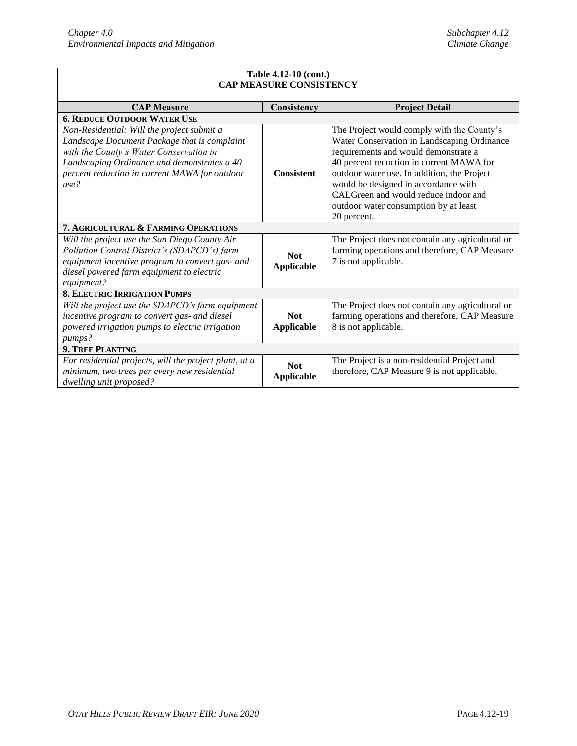**Table 4.12-10 (cont.)**
**CAP MEASURE CONSISTENCY**

| CAP Measure | Consistency | Project Detail |
|---|---|---|
| **6. REDUCE OUTDOOR WATER USE** | | |
| *Non-Residential: Will the project submit a Landscape Document Package that is complaint with the County's Water Conservation in Landscaping Ordinance and demonstrates a 40 percent reduction in current MAWA for outdoor use?* | **Consistent** | The Project would comply with the County's Water Conservation in Landscaping Ordinance requirements and would demonstrate a 40 percent reduction in current MAWA for outdoor water use. In addition, the Project would be designed in accordance with CALGreen and would reduce indoor and outdoor water consumption by at least 20 percent. |
| **7. AGRICULTURAL & FARMING OPERATIONS** | | |
| *Will the project use the San Diego County Air Pollution Control District's (SDAPCD's) farm equipment incentive program to convert gas- and diesel powered farm equipment to electric equipment?* | **Not Applicable** | The Project does not contain any agricultural or farming operations and therefore, CAP Measure 7 is not applicable. |
| **8. ELECTRIC IRRIGATION PUMPS** | | |
| *Will the project use the SDAPCD's farm equipment incentive program to convert gas- and diesel powered irrigation pumps to electric irrigation pumps?* | **Not Applicable** | The Project does not contain any agricultural or farming operations and therefore, CAP Measure 8 is not applicable. |
| **9. TREE PLANTING** | | |
| *For residential projects, will the project plant, at a minimum, two trees per every new residential dwelling unit proposed?* | **Not Applicable** | The Project is a non-residential Project and therefore, CAP Measure 9 is not applicable. |